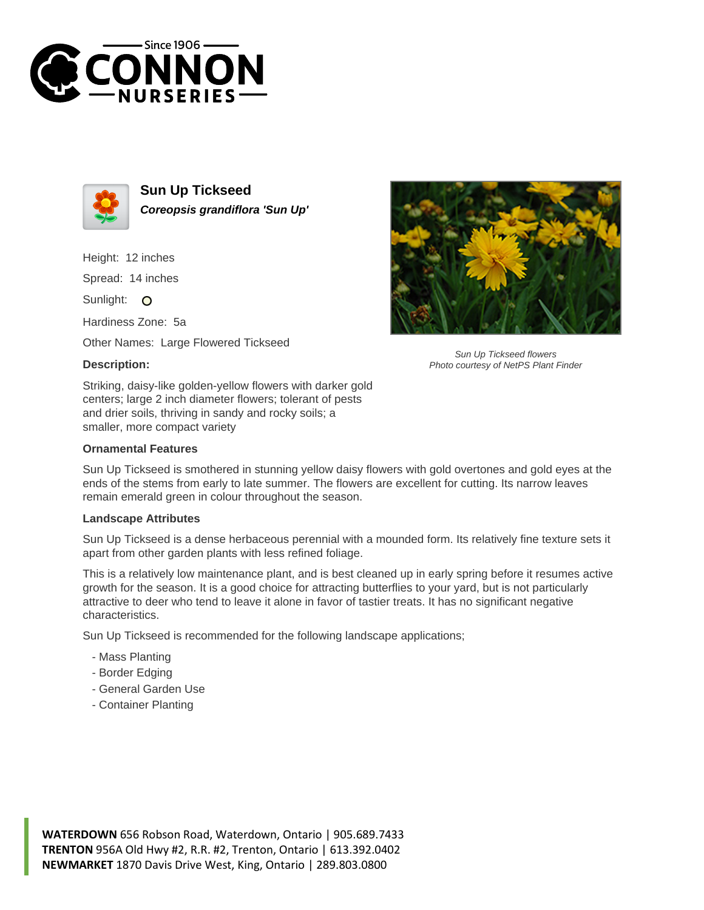# Sun Up Tickseed

***Coreopsis grandiflora 'Sun Up'***

Height: 12 inches

Spread: 14 inches

Sunlight: O

Hardiness Zone: 5a

Other Names: Large Flowered Tickseed

**Description:**

Striking, daisy-like golden-yellow flowers with darker gold centers; large 2 inch diameter flowers; tolerant of pests and drier soils, thriving in sandy and rocky soils; a smaller, more compact variety

*Sun Up Tickseed flowers*
*Photo courtesy of NetPS Plant Finder*

### Ornamental Features

Sun Up Tickseed is smothered in stunning yellow daisy flowers with gold overtones and gold eyes at the ends of the stems from early to late summer. The flowers are excellent for cutting. Its narrow leaves remain emerald green in colour throughout the season.

### Landscape Attributes

Sun Up Tickseed is a dense herbaceous perennial with a mounded form. Its relatively fine texture sets it apart from other garden plants with less refined foliage.

This is a relatively low maintenance plant, and is best cleaned up in early spring before it resumes active growth for the season. It is a good choice for attracting butterflies to your yard, but is not particularly attractive to deer who tend to leave it alone in favor of tastier treats. It has no significant negative characteristics.

Sun Up Tickseed is recommended for the following landscape applications;

- Mass Planting
- Border Edging
- General Garden Use
- Container Planting

**WATERDOWN** 656 Robson Road, Waterdown, Ontario | 905.689.7433
**TRENTON** 956A Old Hwy #2, R.R. #2, Trenton, Ontario | 613.392.0402
**NEWMARKET** 1870 Davis Drive West, King, Ontario | 289.803.0800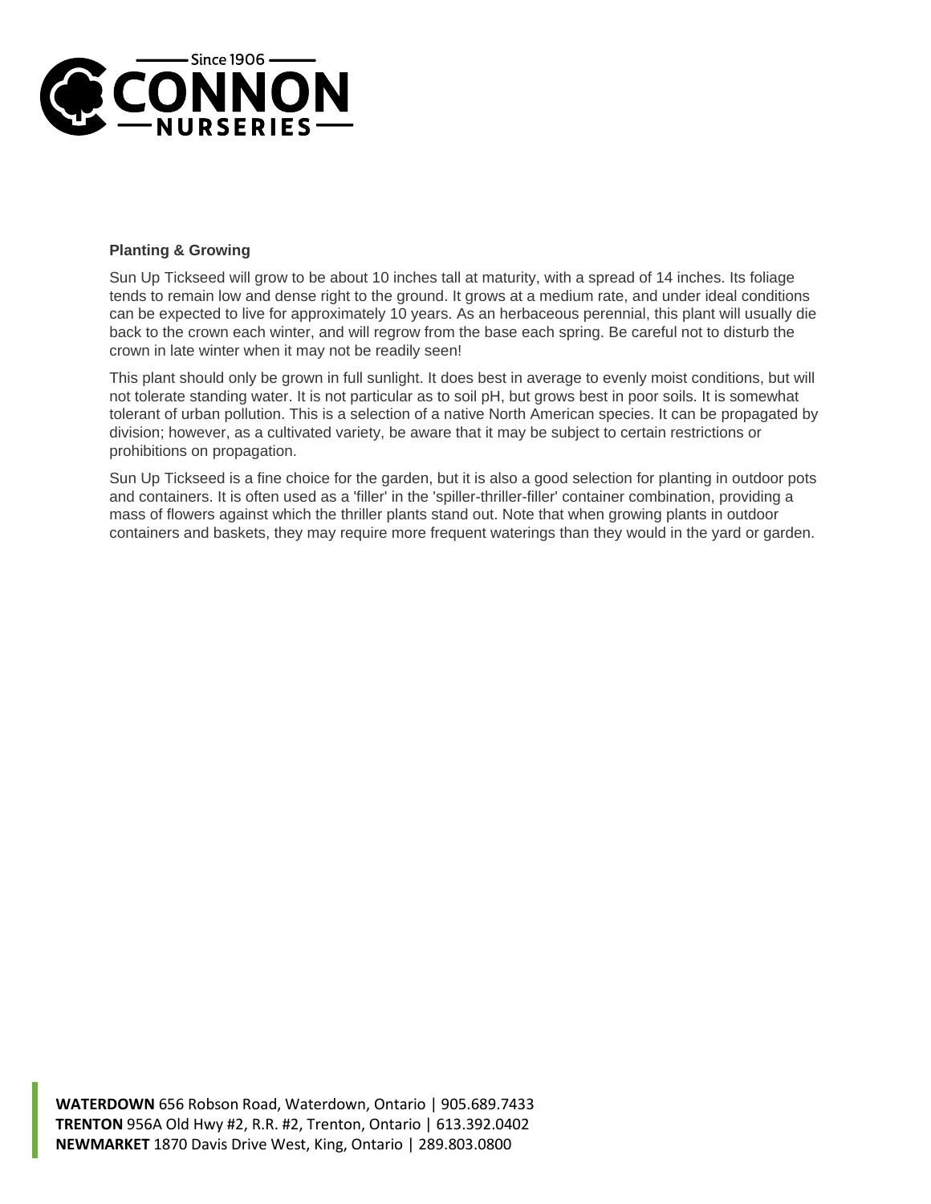### Planting & Growing

Sun Up Tickseed will grow to be about 10 inches tall at maturity, with a spread of 14 inches. Its foliage tends to remain low and dense right to the ground. It grows at a medium rate, and under ideal conditions can be expected to live for approximately 10 years. As an herbaceous perennial, this plant will usually die back to the crown each winter, and will regrow from the base each spring. Be careful not to disturb the crown in late winter when it may not be readily seen!

This plant should only be grown in full sunlight. It does best in average to evenly moist conditions, but will not tolerate standing water. It is not particular as to soil pH, but grows best in poor soils. It is somewhat tolerant of urban pollution. This is a selection of a native North American species. It can be propagated by division; however, as a cultivated variety, be aware that it may be subject to certain restrictions or prohibitions on propagation.

Sun Up Tickseed is a fine choice for the garden, but it is also a good selection for planting in outdoor pots and containers. It is often used as a 'filler' in the 'spiller-thriller-filler' container combination, providing a mass of flowers against which the thriller plants stand out. Note that when growing plants in outdoor containers and baskets, they may require more frequent waterings than they would in the yard or garden.